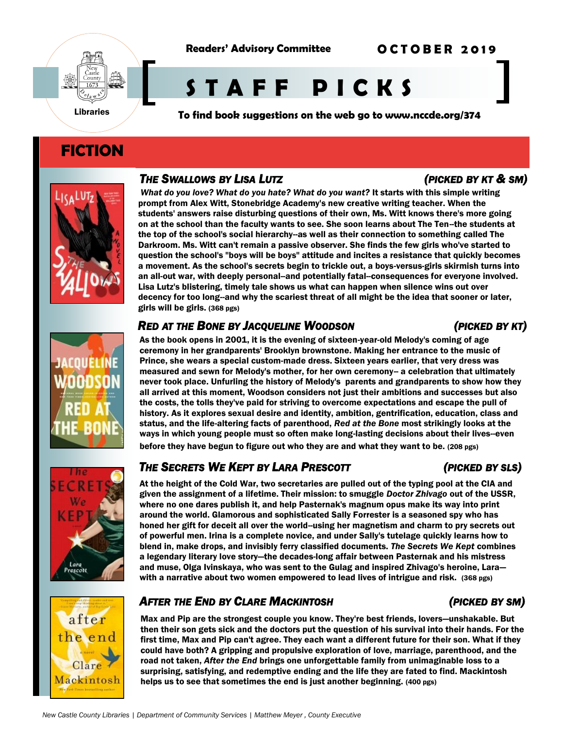Readers' Advisory Committee

**OCTOBER 2019**

# STAFF PICKS

**To find book suggestions on the web go to www.nccde.org/374**

## FICTION

### *THE SWALLOWS BY LISA LUTZ* *(PICKED BY KT & SM)*

***What do you love? What do you hate? What do you want?*** **It starts with this simple writing prompt from Alex Witt, Stonebridge Academy's new creative writing teacher. When the students' answers raise disturbing questions of their own, Ms. Witt knows there's more going on at the school than the faculty wants to see. She soon learns about The Ten--the students at the top of the school's social hierarchy--as well as their connection to something called The Darkroom. Ms. Witt can't remain a passive observer. She finds the few girls who've started to question the school's "boys will be boys" attitude and incites a resistance that quickly becomes a movement. As the school's secrets begin to trickle out, a boys-versus-girls skirmish turns into an all-out war, with deeply personal--and potentially fatal--consequences for everyone involved. Lisa Lutz's blistering, timely tale shows us what can happen when silence wins out over decency for too long--and why the scariest threat of all might be the idea that sooner or later, girls will be girls. (368 pgs)**

### *RED AT THE BONE BY JACQUELINE WOODSON* *(PICKED BY KT)*

**As the book opens in 2001, it is the evening of sixteen-year-old Melody's coming of age ceremony in her grandparents' Brooklyn brownstone. Making her entrance to the music of Prince, she wears a special custom-made dress. Sixteen years earlier, that very dress was measured and sewn for Melody's mother, for her own ceremony-- a celebration that ultimately never took place. Unfurling the history of Melody's parents and grandparents to show how they all arrived at this moment, Woodson considers not just their ambitions and successes but also the costs, the tolls they've paid for striving to overcome expectations and escape the pull of history. As it explores sexual desire and identity, ambition, gentrification, education, class and status, and the life-altering facts of parenthood, *Red at the Bone* most strikingly looks at the ways in which young people must so often make long-lasting decisions about their lives--even before they have begun to figure out who they are and what they want to be. (208 pgs)**

### *THE SECRETS WE KEPT BY LARA PRESCOTT* *(PICKED BY SLS)*

**At the height of the Cold War, two secretaries are pulled out of the typing pool at the CIA and given the assignment of a lifetime. Their mission: to smuggle *Doctor Zhivago* out of the USSR, where no one dares publish it, and help Pasternak's magnum opus make its way into print around the world. Glamorous and sophisticated Sally Forrester is a seasoned spy who has honed her gift for deceit all over the world--using her magnetism and charm to pry secrets out of powerful men. Irina is a complete novice, and under Sally's tutelage quickly learns how to blend in, make drops, and invisibly ferry classified documents. *The Secrets We Kept* combines a legendary literary love story—the decades-long affair between Pasternak and his mistress and muse, Olga Ivinskaya, who was sent to the Gulag and inspired Zhivago's heroine, Lara—with a narrative about two women empowered to lead lives of intrigue and risk. (368 pgs)**

### *AFTER THE END BY CLARE MACKINTOSH* *(PICKED BY SM)*

**Max and Pip are the strongest couple you know. They're best friends, lovers—unshakable. But then their son gets sick and the doctors put the question of his survival into their hands. For the first time, Max and Pip can't agree. They each want a different future for their son. What if they could have both? A gripping and propulsive exploration of love, marriage, parenthood, and the road not taken, *After the End* brings one unforgettable family from unimaginable loss to a surprising, satisfying, and redemptive ending and the life they are fated to find. Mackintosh helps us to see that sometimes the end is just another beginning. (400 pgs)**

*New Castle County Libraries | Department of Community Services | Matthew Meyer , County Executive*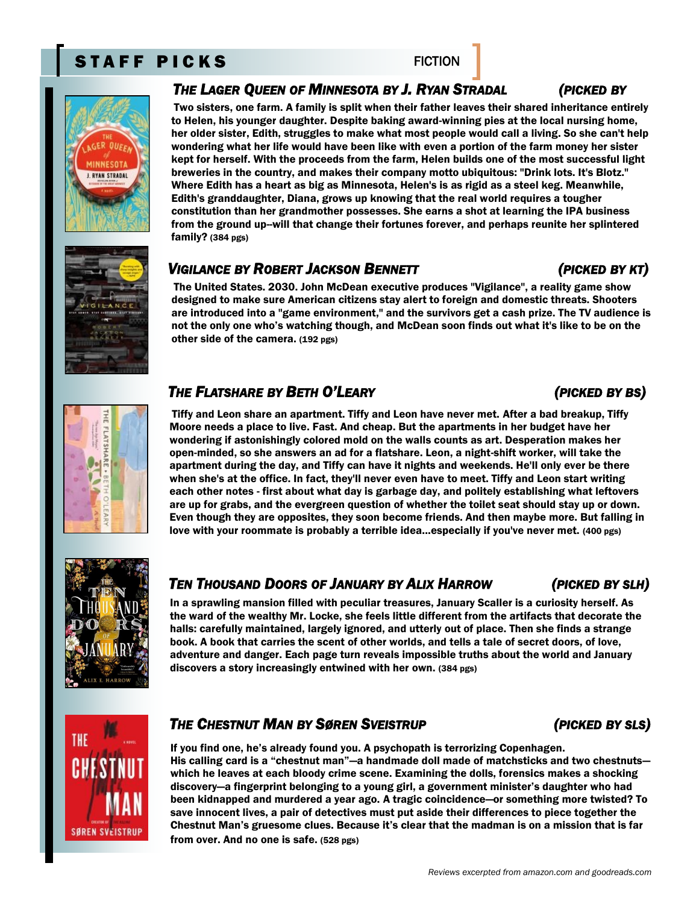# STAFF PICKS

FICTION

### *The Lager Queen of Minnesota by J. Ryan Stradal* *(Picked by*

Two sisters, one farm. A family is split when their father leaves their shared inheritance entirely to Helen, his younger daughter. Despite baking award-winning pies at the local nursing home, her older sister, Edith, struggles to make what most people would call a living. So she can't help wondering what her life would have been like with even a portion of the farm money her sister kept for herself. With the proceeds from the farm, Helen builds one of the most successful light breweries in the country, and makes their company motto ubiquitous: "Drink lots. It's Blotz." Where Edith has a heart as big as Minnesota, Helen's is as rigid as a steel keg. Meanwhile, Edith's granddaughter, Diana, grows up knowing that the real world requires a tougher constitution than her grandmother possesses. She earns a shot at learning the IPA business from the ground up--will that change their fortunes forever, and perhaps reunite her splintered family? (384 pgs)

### *Vigilance by Robert Jackson Bennett* *(Picked by KT)*

The United States. 2030. John McDean executive produces "Vigilance", a reality game show designed to make sure American citizens stay alert to foreign and domestic threats. Shooters are introduced into a "game environment," and the survivors get a cash prize. The TV audience is not the only one who's watching though, and McDean soon finds out what it's like to be on the other side of the camera. (192 pgs)

### *The Flatshare by Beth O'Leary* *(Picked by BS)*

Tiffy and Leon share an apartment. Tiffy and Leon have never met. After a bad breakup, Tiffy Moore needs a place to live. Fast. And cheap. But the apartments in her budget have her wondering if astonishingly colored mold on the walls counts as art. Desperation makes her open-minded, so she answers an ad for a flatshare. Leon, a night-shift worker, will take the apartment during the day, and Tiffy can have it nights and weekends. He'll only ever be there when she's at the office. In fact, they'll never even have to meet. Tiffy and Leon start writing each other notes - first about what day is garbage day, and politely establishing what leftovers are up for grabs, and the evergreen question of whether the toilet seat should stay up or down. Even though they are opposites, they soon become friends. And then maybe more. But falling in love with your roommate is probably a terrible idea...especially if you've never met. (400 pgs)

### *Ten Thousand Doors of January by Alix Harrow* *(Picked by SLH)*

In a sprawling mansion filled with peculiar treasures, January Scaller is a curiosity herself. As the ward of the wealthy Mr. Locke, she feels little different from the artifacts that decorate the halls: carefully maintained, largely ignored, and utterly out of place. Then she finds a strange book. A book that carries the scent of other worlds, and tells a tale of secret doors, of love, adventure and danger. Each page turn reveals impossible truths about the world and January discovers a story increasingly entwined with her own. (384 pgs)

### *The Chestnut Man by Søren Sveistrup* *(Picked by SLS)*

If you find one, he's already found you. A psychopath is terrorizing Copenhagen. His calling card is a "chestnut man"—a handmade doll made of matchsticks and two chestnuts—which he leaves at each bloody crime scene. Examining the dolls, forensics makes a shocking discovery—a fingerprint belonging to a young girl, a government minister's daughter who had been kidnapped and murdered a year ago. A tragic coincidence—or something more twisted? To save innocent lives, a pair of detectives must put aside their differences to piece together the Chestnut Man's gruesome clues. Because it's clear that the madman is on a mission that is far from over. And no one is safe. (528 pgs)

*Reviews excerpted from amazon.com and goodreads.com*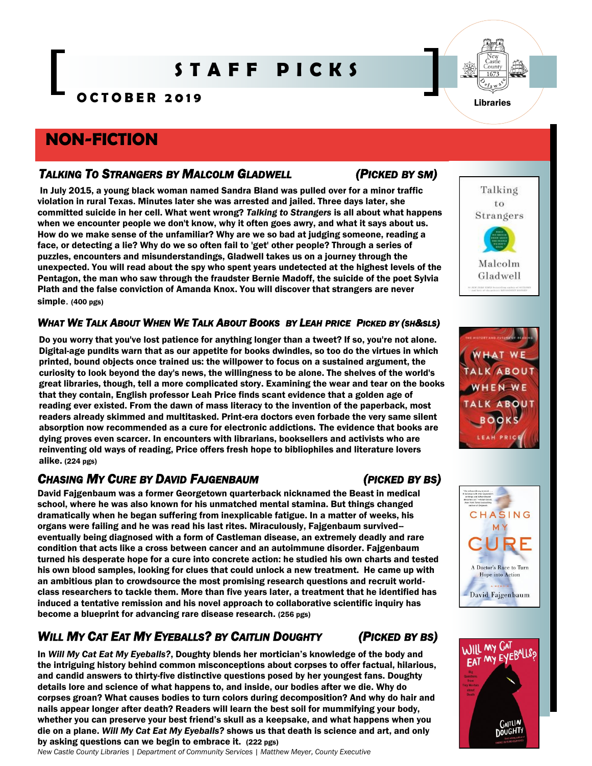# STAFF PICKS

**OCTOBER 2019**

New Castle County 1673 Delaware Libraries

## NON-FICTION

### *Talking To Strangers by Malcolm Gladwell* *(Picked by SM)*

**In July 2015, a young black woman named Sandra Bland was pulled over for a minor traffic violation in rural Texas. Minutes later she was arrested and jailed. Three days later, she committed suicide in her cell. What went wrong? *Talking to Strangers* is all about what happens when we encounter people we don't know, why it often goes awry, and what it says about us. How do we make sense of the unfamiliar? Why are we so bad at judging someone, reading a face, or detecting a lie? Why do we so often fail to 'get' other people? Through a series of puzzles, encounters and misunderstandings, Gladwell takes us on a journey through the unexpected. You will read about the spy who spent years undetected at the highest levels of the Pentagon, the man who saw through the fraudster Bernie Madoff, the suicide of the poet Sylvia Plath and the false conviction of Amanda Knox. You will discover that strangers are never simple. (400 pgs)**

### *What We Talk About When We Talk About Books by Leah Price Picked by (SH&SLS)*

**Do you worry that you've lost patience for anything longer than a tweet? If so, you're not alone. Digital-age pundits warn that as our appetite for books dwindles, so too do the virtues in which printed, bound objects once trained us: the willpower to focus on a sustained argument, the curiosity to look beyond the day's news, the willingness to be alone. The shelves of the world's great libraries, though, tell a more complicated story. Examining the wear and tear on the books that they contain, English professor Leah Price finds scant evidence that a golden age of reading ever existed. From the dawn of mass literacy to the invention of the paperback, most readers already skimmed and multitasked. Print-era doctors even forbade the very same silent absorption now recommended as a cure for electronic addictions. The evidence that books are dying proves even scarcer. In encounters with librarians, booksellers and activists who are reinventing old ways of reading, Price offers fresh hope to bibliophiles and literature lovers alike. (224 pgs)**

### *Chasing My Cure by David Fajgenbaum* *(Picked by BS)*

**David Fajgenbaum was a former Georgetown quarterback nicknamed the Beast in medical school, where he was also known for his unmatched mental stamina. But things changed dramatically when he began suffering from inexplicable fatigue. In a matter of weeks, his organs were failing and he was read his last rites. Miraculously, Fajgenbaum survived–eventually being diagnosed with a form of Castleman disease, an extremely deadly and rare condition that acts like a cross between cancer and an autoimmune disorder. Fajgenbaum turned his desperate hope for a cure into concrete action: he studied his own charts and tested his own blood samples, looking for clues that could unlock a new treatment. He came up with an ambitious plan to crowdsource the most promising research questions and recruit world-class researchers to tackle them. More than five years later, a treatment that he identified has induced a tentative remission and his novel approach to collaborative scientific inquiry has become a blueprint for advancing rare disease research. (256 pgs)**

### *Will My Cat Eat My Eyeballs? by Caitlin Doughty* *(Picked by BS)*

**In *Will My Cat Eat My Eyeballs?*, Doughty blends her mortician's knowledge of the body and the intriguing history behind common misconceptions about corpses to offer factual, hilarious, and candid answers to thirty-five distinctive questions posed by her youngest fans. Doughty details lore and science of what happens to, and inside, our bodies after we die. Why do corpses groan? What causes bodies to turn colors during decomposition? And why do hair and nails appear longer after death? Readers will learn the best soil for mummifying your body, whether you can preserve your best friend's skull as a keepsake, and what happens when you die on a plane. *Will My Cat Eat My Eyeballs?* shows us that death is science and art, and only by asking questions can we begin to embrace it. (222 pgs)**

*New Castle County Libraries | Department of Community Services | Matthew Meyer, County Executive*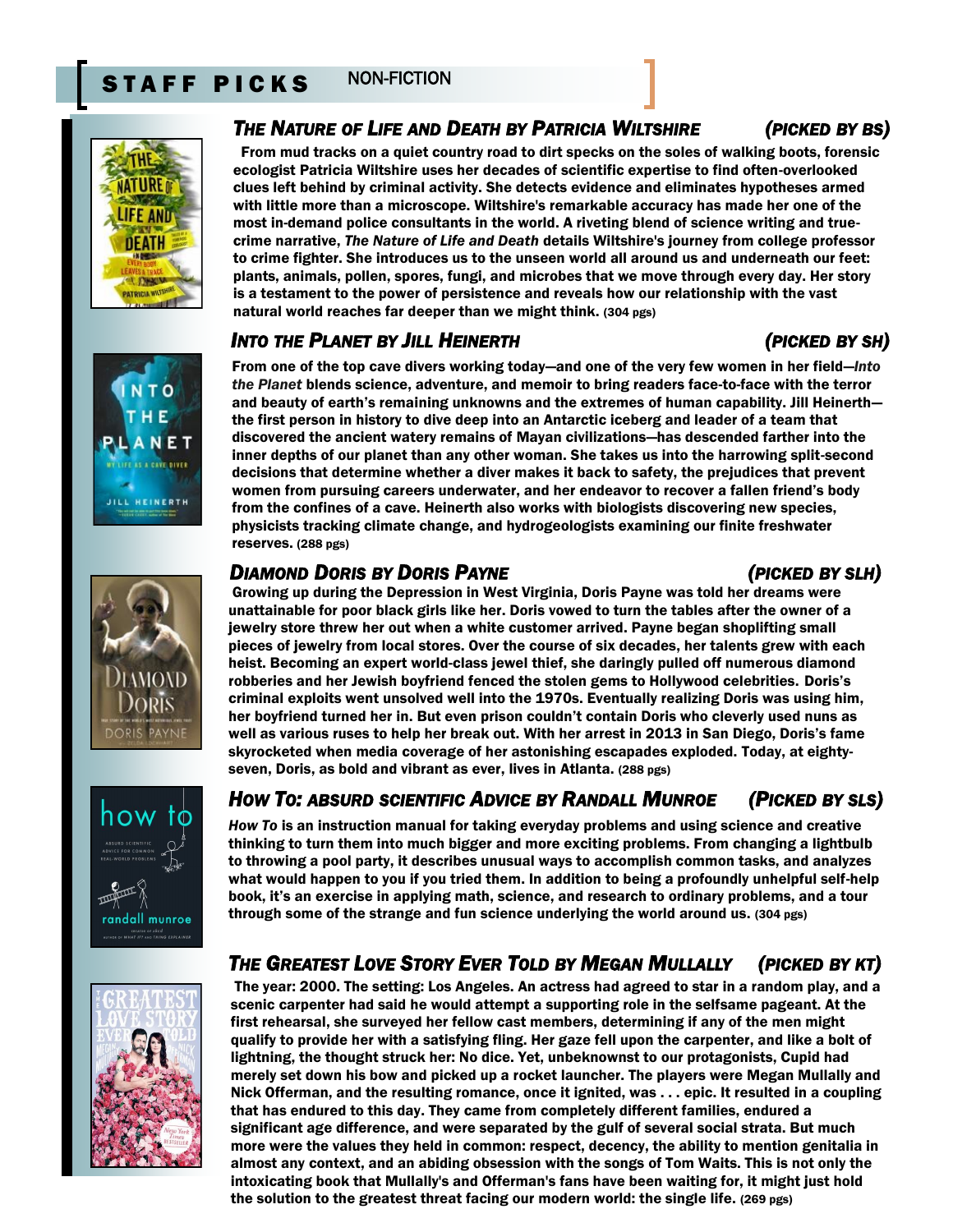# STAFF PICKS NON-FICTION

### *THE NATURE OF LIFE AND DEATH BY PATRICIA WILTSHIRE* *(PICKED BY BS)*

**From mud tracks on a quiet country road to dirt specks on the soles of walking boots, forensic ecologist Patricia Wiltshire uses her decades of scientific expertise to find often-overlooked clues left behind by criminal activity. She detects evidence and eliminates hypotheses armed with little more than a microscope. Wiltshire's remarkable accuracy has made her one of the most in-demand police consultants in the world. A riveting blend of science writing and true-crime narrative, *The Nature of Life and Death* details Wiltshire's journey from college professor to crime fighter. She introduces us to the unseen world all around us and underneath our feet: plants, animals, pollen, spores, fungi, and microbes that we move through every day. Her story is a testament to the power of persistence and reveals how our relationship with the vast natural world reaches far deeper than we might think.** (304 pgs)

### *INTO THE PLANET BY JILL HEINERTH* *(PICKED BY SH)*

**From one of the top cave divers working today—and one of the very few women in her field—*Into the Planet* blends science, adventure, and memoir to bring readers face-to-face with the terror and beauty of earth's remaining unknowns and the extremes of human capability. Jill Heinerth—the first person in history to dive deep into an Antarctic iceberg and leader of a team that discovered the ancient watery remains of Mayan civilizations—has descended farther into the inner depths of our planet than any other woman. She takes us into the harrowing split-second decisions that determine whether a diver makes it back to safety, the prejudices that prevent women from pursuing careers underwater, and her endeavor to recover a fallen friend's body from the confines of a cave. Heinerth also works with biologists discovering new species, physicists tracking climate change, and hydrogeologists examining our finite freshwater reserves.** (288 pgs)

### *DIAMOND DORIS BY DORIS PAYNE* *(PICKED BY SLH)*

**Growing up during the Depression in West Virginia, Doris Payne was told her dreams were unattainable for poor black girls like her. Doris vowed to turn the tables after the owner of a jewelry store threw her out when a white customer arrived. Payne began shoplifting small pieces of jewelry from local stores. Over the course of six decades, her talents grew with each heist. Becoming an expert world-class jewel thief, she daringly pulled off numerous diamond robberies and her Jewish boyfriend fenced the stolen gems to Hollywood celebrities. Doris's criminal exploits went unsolved well into the 1970s. Eventually realizing Doris was using him, her boyfriend turned her in. But even prison couldn't contain Doris who cleverly used nuns as well as various ruses to help her break out. With her arrest in 2013 in San Diego, Doris's fame skyrocketed when media coverage of her astonishing escapades exploded. Today, at eighty-seven, Doris, as bold and vibrant as ever, lives in Atlanta.** (288 pgs)

### *HOW TO: ABSURD SCIENTIFIC ADVICE BY RANDALL MUNROE* *(PICKED BY SLS)*

***How To* is an instruction manual for taking everyday problems and using science and creative thinking to turn them into much bigger and more exciting problems. From changing a lightbulb to throwing a pool party, it describes unusual ways to accomplish common tasks, and analyzes what would happen to you if you tried them. In addition to being a profoundly unhelpful self-help book, it's an exercise in applying math, science, and research to ordinary problems, and a tour through some of the strange and fun science underlying the world around us.** (304 pgs)

### *THE GREATEST LOVE STORY EVER TOLD BY MEGAN MULLALLY* *(PICKED BY KT)*

**The year: 2000. The setting: Los Angeles. An actress had agreed to star in a random play, and a scenic carpenter had said he would attempt a supporting role in the selfsame pageant. At the first rehearsal, she surveyed her fellow cast members, determining if any of the men might qualify to provide her with a satisfying fling. Her gaze fell upon the carpenter, and like a bolt of lightning, the thought struck her: No dice. Yet, unbeknownst to our protagonists, Cupid had merely set down his bow and picked up a rocket launcher. The players were Megan Mullally and Nick Offerman, and the resulting romance, once it ignited, was . . . epic. It resulted in a coupling that has endured to this day. They came from completely different families, endured a significant age difference, and were separated by the gulf of several social strata. But much more were the values they held in common: respect, decency, the ability to mention genitalia in almost any context, and an abiding obsession with the songs of Tom Waits. This is not only the intoxicating book that Mullally's and Offerman's fans have been waiting for, it might just hold the solution to the greatest threat facing our modern world: the single life.** (269 pgs)